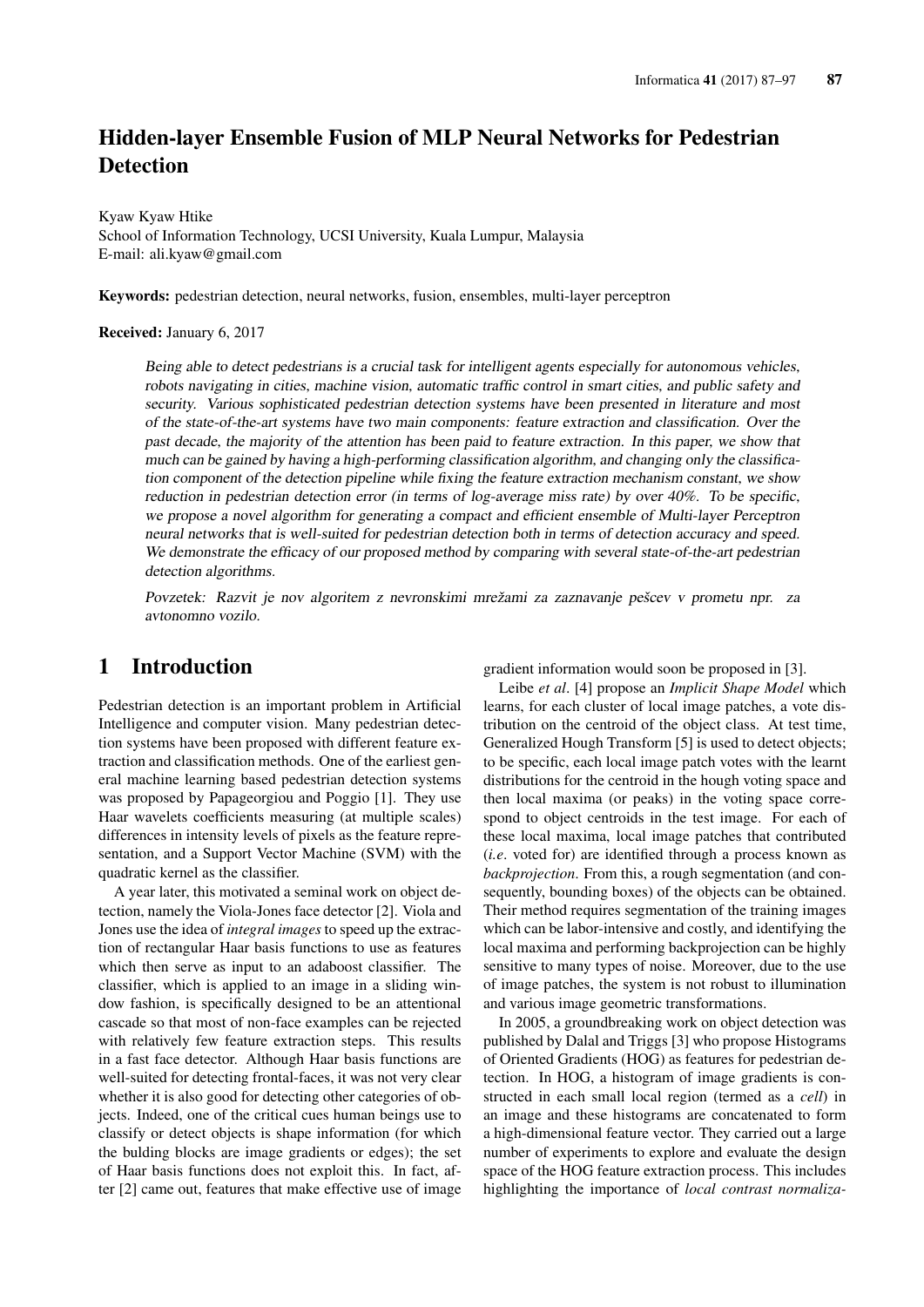# Hidden-layer Ensemble Fusion of MLP Neural Networks for Pedestrian Detection

Kyaw Kyaw Htike
School of Information Technology, UCSI University, Kuala Lumpur, Malaysia
E-mail: ali.kyaw@gmail.com

**Keywords:** pedestrian detection, neural networks, fusion, ensembles, multi-layer perceptron

**Received:** January 6, 2017

Being able to detect pedestrians is a crucial task for intelligent agents especially for autonomous vehicles, robots navigating in cities, machine vision, automatic traffic control in smart cities, and public safety and security. Various sophisticated pedestrian detection systems have been presented in literature and most of the state-of-the-art systems have two main components: feature extraction and classification. Over the past decade, the majority of the attention has been paid to feature extraction. In this paper, we show that much can be gained by having a high-performing classification algorithm, and changing only the classification component of the detection pipeline while fixing the feature extraction mechanism constant, we show reduction in pedestrian detection error (in terms of log-average miss rate) by over 40%. To be specific, we propose a novel algorithm for generating a compact and efficient ensemble of Multi-layer Perceptron neural networks that is well-suited for pedestrian detection both in terms of detection accuracy and speed. We demonstrate the efficacy of our proposed method by comparing with several state-of-the-art pedestrian detection algorithms.

*Povzetek: Razvit je nov algoritem z nevronskimi mrežami za zaznavanje pešcev v prometu npr. za avtonomno vozilo.*

## 1 Introduction

Pedestrian detection is an important problem in Artificial Intelligence and computer vision. Many pedestrian detection systems have been proposed with different feature extraction and classification methods. One of the earliest general machine learning based pedestrian detection systems was proposed by Papageorgiou and Poggio [1]. They use Haar wavelets coefficients measuring (at multiple scales) differences in intensity levels of pixels as the feature representation, and a Support Vector Machine (SVM) with the quadratic kernel as the classifier.

A year later, this motivated a seminal work on object detection, namely the Viola-Jones face detector [2]. Viola and Jones use the idea of *integral images* to speed up the extraction of rectangular Haar basis functions to use as features which then serve as input to an adaboost classifier. The classifier, which is applied to an image in a sliding window fashion, is specifically designed to be an attentional cascade so that most of non-face examples can be rejected with relatively few feature extraction steps. This results in a fast face detector. Although Haar basis functions are well-suited for detecting frontal-faces, it was not very clear whether it is also good for detecting other categories of objects. Indeed, one of the critical cues human beings use to classify or detect objects is shape information (for which the bulding blocks are image gradients or edges); the set of Haar basis functions does not exploit this. In fact, after [2] came out, features that make effective use of image gradient information would soon be proposed in [3].

Leibe *et al*. [4] propose an *Implicit Shape Model* which learns, for each cluster of local image patches, a vote distribution on the centroid of the object class. At test time, Generalized Hough Transform [5] is used to detect objects; to be specific, each local image patch votes with the learnt distributions for the centroid in the hough voting space and then local maxima (or peaks) in the voting space correspond to object centroids in the test image. For each of these local maxima, local image patches that contributed (*i.e*. voted for) are identified through a process known as *backprojection*. From this, a rough segmentation (and consequently, bounding boxes) of the objects can be obtained. Their method requires segmentation of the training images which can be labor-intensive and costly, and identifying the local maxima and performing backprojection can be highly sensitive to many types of noise. Moreover, due to the use of image patches, the system is not robust to illumination and various image geometric transformations.

In 2005, a groundbreaking work on object detection was published by Dalal and Triggs [3] who propose Histograms of Oriented Gradients (HOG) as features for pedestrian detection. In HOG, a histogram of image gradients is constructed in each small local region (termed as a *cell*) in an image and these histograms are concatenated to form a high-dimensional feature vector. They carried out a large number of experiments to explore and evaluate the design space of the HOG feature extraction process. This includes highlighting the importance of *local contrast normaliza-*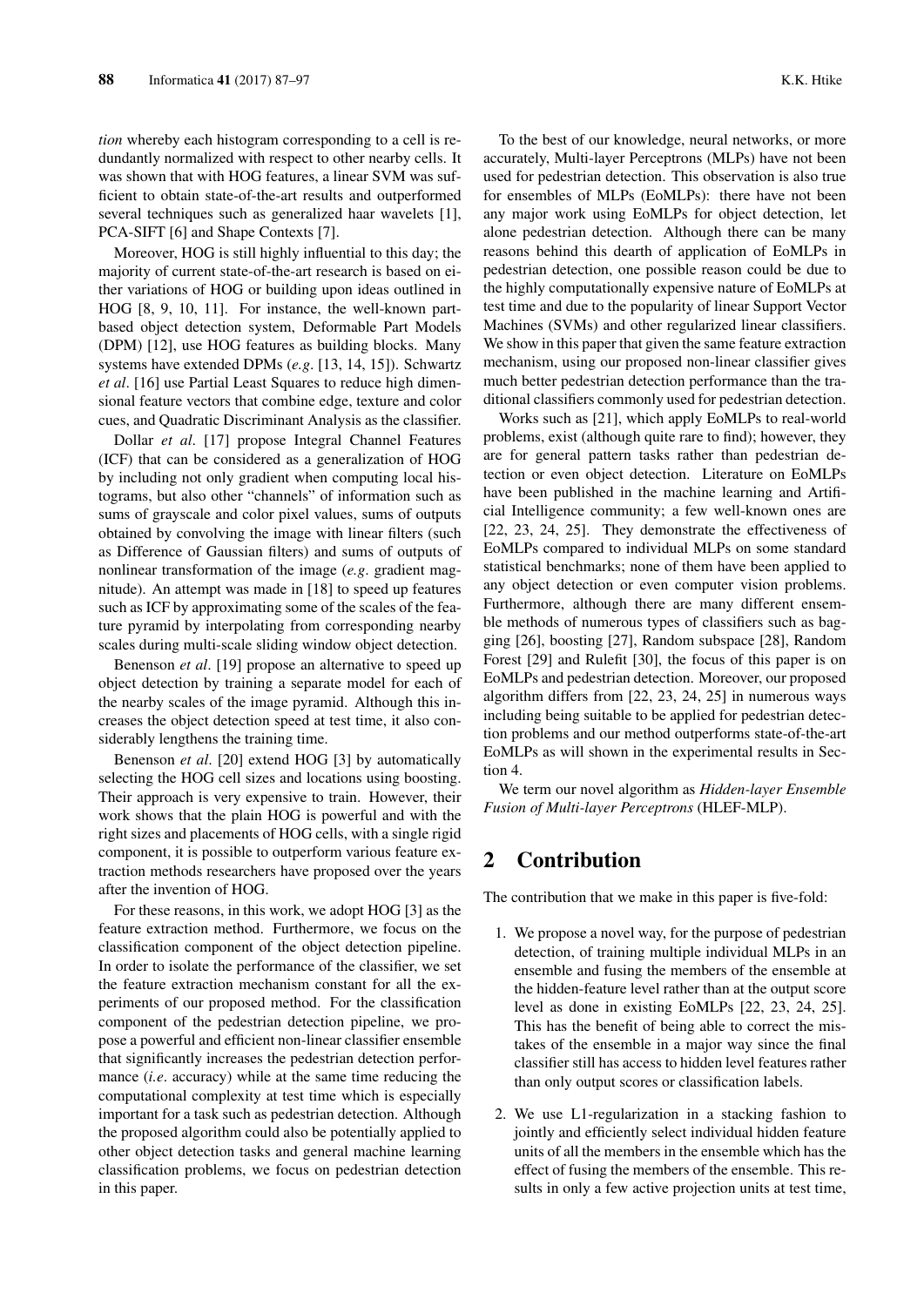*tion* whereby each histogram corresponding to a cell is redundantly normalized with respect to other nearby cells. It was shown that with HOG features, a linear SVM was sufficient to obtain state-of-the-art results and outperformed several techniques such as generalized haar wavelets [1], PCA-SIFT [6] and Shape Contexts [7].

Moreover, HOG is still highly influential to this day; the majority of current state-of-the-art research is based on either variations of HOG or building upon ideas outlined in HOG [8, 9, 10, 11]. For instance, the well-known part-based object detection system, Deformable Part Models (DPM) [12], use HOG features as building blocks. Many systems have extended DPMs (*e.g*. [13, 14, 15]). Schwartz *et al*. [16] use Partial Least Squares to reduce high dimensional feature vectors that combine edge, texture and color cues, and Quadratic Discriminant Analysis as the classifier.

Dollar *et al*. [17] propose Integral Channel Features (ICF) that can be considered as a generalization of HOG by including not only gradient when computing local histograms, but also other "channels" of information such as sums of grayscale and color pixel values, sums of outputs obtained by convolving the image with linear filters (such as Difference of Gaussian filters) and sums of outputs of nonlinear transformation of the image (*e.g*. gradient magnitude). An attempt was made in [18] to speed up features such as ICF by approximating some of the scales of the feature pyramid by interpolating from corresponding nearby scales during multi-scale sliding window object detection.

Benenson *et al*. [19] propose an alternative to speed up object detection by training a separate model for each of the nearby scales of the image pyramid. Although this increases the object detection speed at test time, it also considerably lengthens the training time.

Benenson *et al*. [20] extend HOG [3] by automatically selecting the HOG cell sizes and locations using boosting. Their approach is very expensive to train. However, their work shows that the plain HOG is powerful and with the right sizes and placements of HOG cells, with a single rigid component, it is possible to outperform various feature extraction methods researchers have proposed over the years after the invention of HOG.

For these reasons, in this work, we adopt HOG [3] as the feature extraction method. Furthermore, we focus on the classification component of the object detection pipeline. In order to isolate the performance of the classifier, we set the feature extraction mechanism constant for all the experiments of our proposed method. For the classification component of the pedestrian detection pipeline, we propose a powerful and efficient non-linear classifier ensemble that significantly increases the pedestrian detection performance (*i.e*. accuracy) while at the same time reducing the computational complexity at test time which is especially important for a task such as pedestrian detection. Although the proposed algorithm could also be potentially applied to other object detection tasks and general machine learning classification problems, we focus on pedestrian detection in this paper.

To the best of our knowledge, neural networks, or more accurately, Multi-layer Perceptrons (MLPs) have not been used for pedestrian detection. This observation is also true for ensembles of MLPs (EoMLPs): there have not been any major work using EoMLPs for object detection, let alone pedestrian detection. Although there can be many reasons behind this dearth of application of EoMLPs in pedestrian detection, one possible reason could be due to the highly computationally expensive nature of EoMLPs at test time and due to the popularity of linear Support Vector Machines (SVMs) and other regularized linear classifiers. We show in this paper that given the same feature extraction mechanism, using our proposed non-linear classifier gives much better pedestrian detection performance than the traditional classifiers commonly used for pedestrian detection.

Works such as [21], which apply EoMLPs to real-world problems, exist (although quite rare to find); however, they are for general pattern tasks rather than pedestrian detection or even object detection. Literature on EoMLPs have been published in the machine learning and Artificial Intelligence community; a few well-known ones are [22, 23, 24, 25]. They demonstrate the effectiveness of EoMLPs compared to individual MLPs on some standard statistical benchmarks; none of them have been applied to any object detection or even computer vision problems. Furthermore, although there are many different ensemble methods of numerous types of classifiers such as bagging [26], boosting [27], Random subspace [28], Random Forest [29] and Rulefit [30], the focus of this paper is on EoMLPs and pedestrian detection. Moreover, our proposed algorithm differs from [22, 23, 24, 25] in numerous ways including being suitable to be applied for pedestrian detection problems and our method outperforms state-of-the-art EoMLPs as will shown in the experimental results in Section 4.

We term our novel algorithm as *Hidden-layer Ensemble Fusion of Multi-layer Perceptrons* (HLEF-MLP).

## 2 Contribution

The contribution that we make in this paper is five-fold:

1. We propose a novel way, for the purpose of pedestrian detection, of training multiple individual MLPs in an ensemble and fusing the members of the ensemble at the hidden-feature level rather than at the output score level as done in existing EoMLPs [22, 23, 24, 25]. This has the benefit of being able to correct the mistakes of the ensemble in a major way since the final classifier still has access to hidden level features rather than only output scores or classification labels.

2. We use L1-regularization in a stacking fashion to jointly and efficiently select individual hidden feature units of all the members in the ensemble which has the effect of fusing the members of the ensemble. This results in only a few active projection units at test time,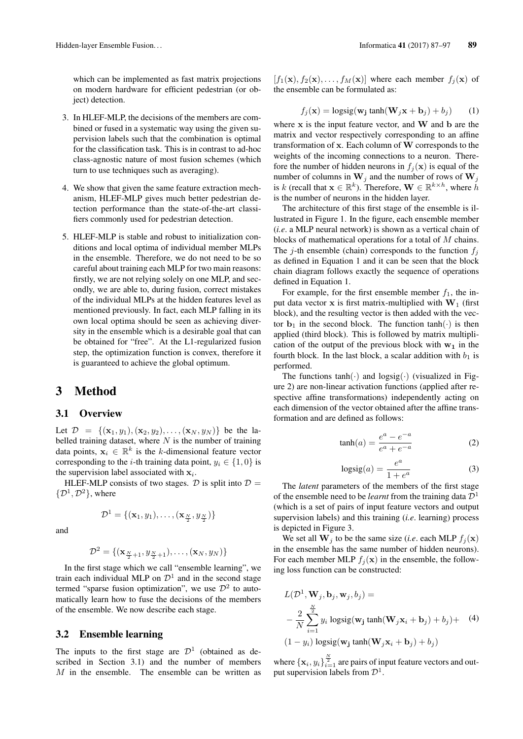which can be implemented as fast matrix projections on modern hardware for efficient pedestrian (or object) detection.

3. In HLEF-MLP, the decisions of the members are combined or fused in a systematic way using the given supervision labels such that the combination is optimal for the classification task. This is in contrast to ad-hoc class-agnostic nature of most fusion schemes (which turn to use techniques such as averaging).

4. We show that given the same feature extraction mechanism, HLEF-MLP gives much better pedestrian detection performance than the state-of-the-art classifiers commonly used for pedestrian detection.

5. HLEF-MLP is stable and robust to initialization conditions and local optima of individual member MLPs in the ensemble. Therefore, we do not need to be so careful about training each MLP for two main reasons: firstly, we are not relying solely on one MLP, and secondly, we are able to, during fusion, correct mistakes of the individual MLPs at the hidden features level as mentioned previously. In fact, each MLP falling in its own local optima should be seen as achieving diversity in the ensemble which is a desirable goal that can be obtained for "free". At the L1-regularized fusion step, the optimization function is convex, therefore it is guaranteed to achieve the global optimum.

# 3 Method

## 3.1 Overview

Let $\mathcal{D} = \{(\mathbf{x}_1, y_1), (\mathbf{x}_2, y_2), \ldots, (\mathbf{x}_N, y_N)\}$ be the labelled training dataset, where $N$ is the number of training data points, $\mathbf{x}_i \in \mathbb{R}^k$ is the $k$-dimensional feature vector corresponding to the $i$-th training data point, $y_i \in \{1, 0\}$ is the supervision label associated with $\mathbf{x}_i$.

HLEF-MLP consists of two stages. $\mathcal{D}$ is split into $\mathcal{D} = \{\mathcal{D}^1, \mathcal{D}^2\}$, where

$$\mathcal{D}^1 = \{(\mathbf{x}_1, y_1), \ldots, (\mathbf{x}_{\frac{N}{2}}, y_{\frac{N}{2}})\}$$

and

$$\mathcal{D}^2 = \{(\mathbf{x}_{\frac{N}{2}+1}, y_{\frac{N}{2}+1}), \ldots, (\mathbf{x}_N, y_N)\}$$

In the first stage which we call "ensemble learning", we train each individual MLP on $\mathcal{D}^1$ and in the second stage termed "sparse fusion optimization", we use $\mathcal{D}^2$ to automatically learn how to fuse the decisions of the members of the ensemble. We now describe each stage.

## 3.2 Ensemble learning

The inputs to the first stage are $\mathcal{D}^1$ (obtained as described in Section 3.1) and the number of members $M$ in the ensemble. The ensemble can be written as $[f_1(\mathbf{x}), f_2(\mathbf{x}), \ldots, f_M(\mathbf{x})]$ where each member $f_j(\mathbf{x})$ of the ensemble can be formulated as:

$$f_j(\mathbf{x}) = \text{logsig}(\mathbf{w_j} \tanh(\mathbf{W}_j \mathbf{x} + \mathbf{b}_j) + b_j) \qquad (1)$$

where $\mathbf{x}$ is the input feature vector, and $\mathbf{W}$ and $\mathbf{b}$ are the matrix and vector respectively corresponding to an affine transformation of $\mathbf{x}$. Each column of $\mathbf{W}$ corresponds to the weights of the incoming connections to a neuron. Therefore the number of hidden neurons in $f_j(\mathbf{x})$ is equal of the number of columns in $\mathbf{W}_j$ and the number of rows of $\mathbf{W}_j$ is $k$ (recall that $\mathbf{x} \in \mathbb{R}^k$). Therefore, $\mathbf{W} \in \mathbb{R}^{k \times h}$, where $h$ is the number of neurons in the hidden layer.

The architecture of this first stage of the ensemble is illustrated in Figure 1. In the figure, each ensemble member (*i.e*. a MLP neural network) is shown as a vertical chain of blocks of mathematical operations for a total of $M$ chains. The $j$-th ensemble (chain) corresponds to the function $f_j$ as defined in Equation 1 and it can be seen that the block chain diagram follows exactly the sequence of operations defined in Equation 1.

For example, for the first ensemble member $f_1$, the input data vector $\mathbf{x}$ is first matrix-multiplied with $\mathbf{W}_1$ (first block), and the resulting vector is then added with the vector $\mathbf{b}_1$ in the second block. The function $\tanh(\cdot)$ is then applied (third block). This is followed by matrix multiplication of the output of the previous block with $\mathbf{w_1}$ in the fourth block. In the last block, a scalar addition with $b_1$ is performed.

The functions $\tanh(\cdot)$ and $\text{logsig}(\cdot)$ (visualized in Figure 2) are non-linear activation functions (applied after respective affine transformations) independently acting on each dimension of the vector obtained after the affine transformation and are defined as follows:

$$\tanh(a) = \frac{e^a - e^{-a}}{e^a + e^{-a}} \qquad (2)$$

$$\text{logsig}(a) = \frac{e^a}{1 + e^a} \qquad (3)$$

The *latent* parameters of the members of the first stage of the ensemble need to be *learnt* from the training data $\mathcal{D}^1$ (which is a set of pairs of input feature vectors and output supervision labels) and this training (*i.e*. learning) process is depicted in Figure 3.

We set all $\mathbf{W}_j$ to be the same size (*i.e*. each MLP $f_j(\mathbf{x})$ in the ensemble has the same number of hidden neurons). For each member MLP $f_j(\mathbf{x})$ in the ensemble, the following loss function can be constructed:

$$\begin{aligned} &L(\mathcal{D}^1, \mathbf{W}_j, \mathbf{b}_j, \mathbf{w}_j, b_j) = \\ &-\frac{2}{N} \sum_{i=1}^{\frac{N}{2}} y_i \,\text{logsig}(\mathbf{w_j} \tanh(\mathbf{W}_j \mathbf{x}_i + \mathbf{b}_j) + b_j) + \\ &(1 - y_i) \,\text{logsig}(\mathbf{w_j} \tanh(\mathbf{W}_j \mathbf{x}_i + \mathbf{b}_j) + b_j) \end{aligned} \qquad (4)$$

where $\{\mathbf{x}_i, y_i\}_{i=1}^{\frac{N}{2}}$ are pairs of input feature vectors and output supervision labels from $\mathcal{D}^1$.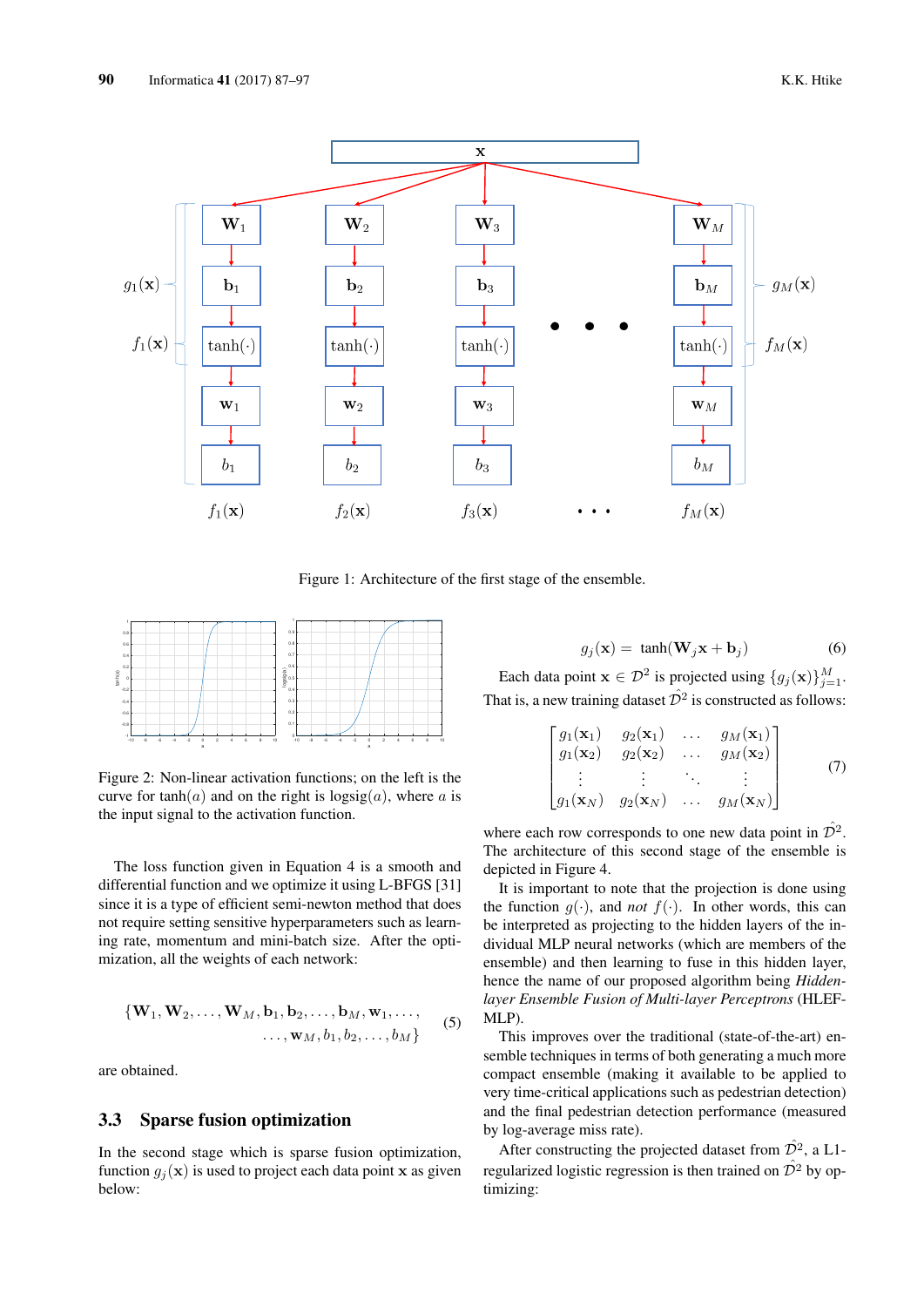Figure 1: Architecture of the first stage of the ensemble.

Figure 2: Non-linear activation functions; on the left is the curve for $\tanh(a)$ and on the right is $\text{logsig}(a)$, where $a$ is the input signal to the activation function.

The loss function given in Equation 4 is a smooth and differential function and we optimize it using L-BFGS [31] since it is a type of efficient semi-newton method that does not require setting sensitive hyperparameters such as learning rate, momentum and mini-batch size. After the optimization, all the weights of each network:

$$\{\mathbf{W}_1, \mathbf{W}_2, \ldots, \mathbf{W}_M, \mathbf{b}_1, \mathbf{b}_2, \ldots, \mathbf{b}_M, \mathbf{w}_1, \ldots, \ldots, \mathbf{w}_M, b_1, b_2, \ldots, b_M\} \quad (5)$$

are obtained.

### 3.3 Sparse fusion optimization

In the second stage which is sparse fusion optimization, function $g_j(\mathbf{x})$ is used to project each data point $\mathbf{x}$ as given below:

$$g_j(\mathbf{x}) = \tanh(\mathbf{W}_j\mathbf{x} + \mathbf{b}_j) \quad (6)$$

Each data point $\mathbf{x} \in \mathcal{D}^2$ is projected using $\{g_j(\mathbf{x})\}_{j=1}^{M}$. That is, a new training dataset $\hat{\mathcal{D}}^2$ is constructed as follows:

$$\begin{bmatrix} g_1(\mathbf{x}_1) & g_2(\mathbf{x}_1) & \ldots & g_M(\mathbf{x}_1) \\ g_1(\mathbf{x}_2) & g_2(\mathbf{x}_2) & \ldots & g_M(\mathbf{x}_2) \\ \vdots & \vdots & \ddots & \vdots \\ g_1(\mathbf{x}_N) & g_2(\mathbf{x}_N) & \ldots & g_M(\mathbf{x}_N) \end{bmatrix} \quad (7)$$

where each row corresponds to one new data point in $\hat{\mathcal{D}}^2$. The architecture of this second stage of the ensemble is depicted in Figure 4.

It is important to note that the projection is done using the function $g(\cdot)$, and *not* $f(\cdot)$. In other words, this can be interpreted as projecting to the hidden layers of the individual MLP neural networks (which are members of the ensemble) and then learning to fuse in this hidden layer, hence the name of our proposed algorithm being *Hidden-layer Ensemble Fusion of Multi-layer Perceptrons* (HLEF-MLP).

This improves over the traditional (state-of-the-art) ensemble techniques in terms of both generating a much more compact ensemble (making it available to be applied to very time-critical applications such as pedestrian detection) and the final pedestrian detection performance (measured by log-average miss rate).

After constructing the projected dataset from $\hat{\mathcal{D}}^2$, a L1-regularized logistic regression is then trained on $\hat{\mathcal{D}}^2$ by optimizing: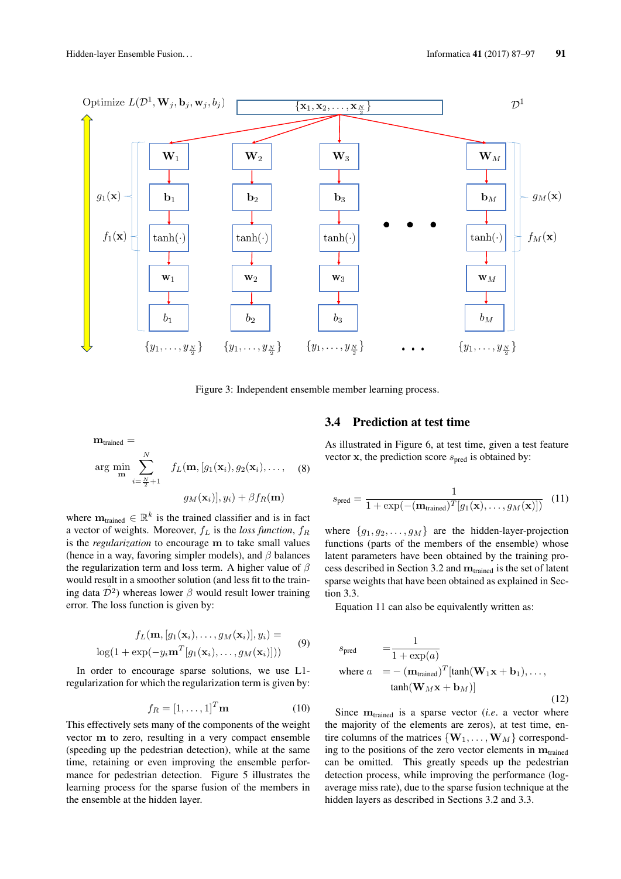Figure 3: Independent ensemble member learning process.

$$\mathbf{m}_{\text{trained}} = \arg\min_{\mathbf{m}} \sum_{i=\frac{N}{2}+1}^{N} f_L(\mathbf{m}, [g_1(\mathbf{x}_i), g_2(\mathbf{x}_i), \ldots, g_M(\mathbf{x}_i)], y_i) + \beta f_R(\mathbf{m}) \quad (8)$$

where $\mathbf{m}_{\text{trained}} \in \mathbb{R}^k$ is the trained classifier and is in fact a vector of weights. Moreover, $f_L$ is the *loss function*, $f_R$ is the *regularization* to encourage $\mathbf{m}$ to take small values (hence in a way, favoring simpler models), and $\beta$ balances the regularization term and loss term. A higher value of $\beta$ would result in a smoother solution (and less fit to the training data $\hat{\mathcal{D}}^2$) whereas lower $\beta$ would result lower training error. The loss function is given by:

$$f_L(\mathbf{m}, [g_1(\mathbf{x}_i), \ldots, g_M(\mathbf{x}_i)], y_i) = \log(1 + \exp(-y_i \mathbf{m}^T [g_1(\mathbf{x}_i), \ldots, g_M(\mathbf{x}_i)])) \quad (9)$$

In order to encourage sparse solutions, we use L1-regularization for which the regularization term is given by:

$$f_R = [1, \ldots, 1]^T \mathbf{m} \quad (10)$$

This effectively sets many of the components of the weight vector $\mathbf{m}$ to zero, resulting in a very compact ensemble (speeding up the pedestrian detection), while at the same time, retaining or even improving the ensemble performance for pedestrian detection. Figure 5 illustrates the learning process for the sparse fusion of the members in the ensemble at the hidden layer.

### 3.4 Prediction at test time

As illustrated in Figure 6, at test time, given a test feature vector $\mathbf{x}$, the prediction score $s_{\text{pred}}$ is obtained by:

$$s_{\text{pred}} = \frac{1}{1 + \exp(-(\mathbf{m}_{\text{trained}})^T [g_1(\mathbf{x}), \ldots, g_M(\mathbf{x})])} \quad (11)$$

where $\{g_1, g_2, \ldots, g_M\}$ are the hidden-layer-projection functions (parts of the members of the ensemble) whose latent parameters have been obtained by the training process described in Section 3.2 and $\mathbf{m}_{\text{trained}}$ is the set of latent sparse weights that have been obtained as explained in Section 3.3.

Equation 11 can also be equivalently written as:

$$\begin{aligned} s_{\text{pred}} &= \frac{1}{1 + \exp(a)} \\ \text{where } a &= -(\mathbf{m}_{\text{trained}})^T [\tanh(\mathbf{W}_1 \mathbf{x} + \mathbf{b}_1), \ldots, \\ &\quad \tanh(\mathbf{W}_M \mathbf{x} + \mathbf{b}_M)] \end{aligned} \quad (12)$$

Since $\mathbf{m}_{\text{trained}}$ is a sparse vector (*i.e.* a vector where the majority of the elements are zeros), at test time, entire columns of the matrices $\{\mathbf{W}_1, \ldots, \mathbf{W}_M\}$ corresponding to the positions of the zero vector elements in $\mathbf{m}_{\text{trained}}$ can be omitted. This greatly speeds up the pedestrian detection process, while improving the performance (log-average miss rate), due to the sparse fusion technique at the hidden layers as described in Sections 3.2 and 3.3.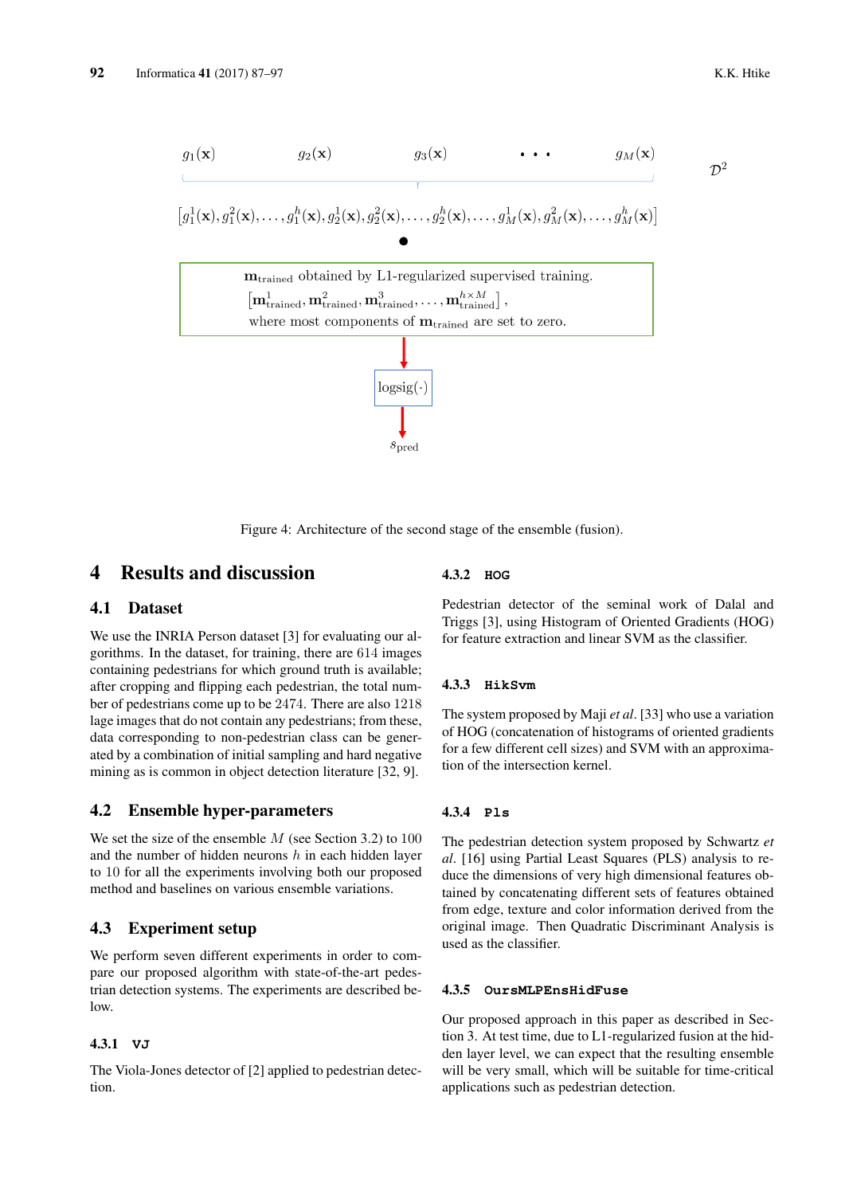$g_1(\mathbf{x})$ $g_2(\mathbf{x})$ $g_3(\mathbf{x})$ $\cdots$ $g_M(\mathbf{x})$ $\mathcal{D}^2$

$$[g_1^1(\mathbf{x}), g_1^2(\mathbf{x}), \ldots, g_1^h(\mathbf{x}), g_2^1(\mathbf{x}), g_2^2(\mathbf{x}), \ldots, g_2^h(\mathbf{x}), \ldots, g_M^1(\mathbf{x}), g_M^2(\mathbf{x}), \ldots, g_M^h(\mathbf{x})]$$

$\bullet$

$\mathbf{m}_{\text{trained}}$ obtained by L1-regularized supervised training.
$[\mathbf{m}^1_{\text{trained}}, \mathbf{m}^2_{\text{trained}}, \mathbf{m}^3_{\text{trained}}, \ldots, \mathbf{m}^{h\times M}_{\text{trained}}]$,
where most components of $\mathbf{m}_{\text{trained}}$ are set to zero.

logsig$(\cdot)$

$s_{\text{pred}}$

Figure 4: Architecture of the second stage of the ensemble (fusion).

# 4 Results and discussion

## 4.1 Dataset

We use the INRIA Person dataset [3] for evaluating our algorithms. In the dataset, for training, there are 614 images containing pedestrians for which ground truth is available; after cropping and flipping each pedestrian, the total number of pedestrians come up to be 2474. There are also 1218 lage images that do not contain any pedestrians; from these, data corresponding to non-pedestrian class can be generated by a combination of initial sampling and hard negative mining as is common in object detection literature [32, 9].

## 4.2 Ensemble hyper-parameters

We set the size of the ensemble $M$ (see Section 3.2) to 100 and the number of hidden neurons $h$ in each hidden layer to 10 for all the experiments involving both our proposed method and baselines on various ensemble variations.

## 4.3 Experiment setup

We perform seven different experiments in order to compare our proposed algorithm with state-of-the-art pedestrian detection systems. The experiments are described below.

### 4.3.1 `VJ`

The Viola-Jones detector of [2] applied to pedestrian detection.

### 4.3.2 `HOG`

Pedestrian detector of the seminal work of Dalal and Triggs [3], using Histogram of Oriented Gradients (HOG) for feature extraction and linear SVM as the classifier.

### 4.3.3 `HikSvm`

The system proposed by Maji *et al*. [33] who use a variation of HOG (concatenation of histograms of oriented gradients for a few different cell sizes) and SVM with an approximation of the intersection kernel.

### 4.3.4 `Pls`

The pedestrian detection system proposed by Schwartz *et al*. [16] using Partial Least Squares (PLS) analysis to reduce the dimensions of very high dimensional features obtained by concatenating different sets of features obtained from edge, texture and color information derived from the original image. Then Quadratic Discriminant Analysis is used as the classifier.

### 4.3.5 `OursMLPEnsHidFuse`

Our proposed approach in this paper as described in Section 3. At test time, due to L1-regularized fusion at the hidden layer level, we can expect that the resulting ensemble will be very small, which will be suitable for time-critical applications such as pedestrian detection.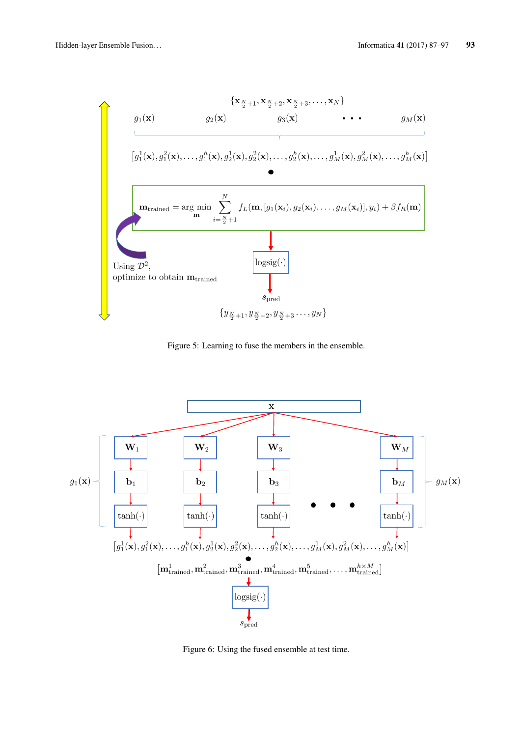Figure 5: Learning to fuse the members in the ensemble.

Figure 6: Using the fused ensemble at test time.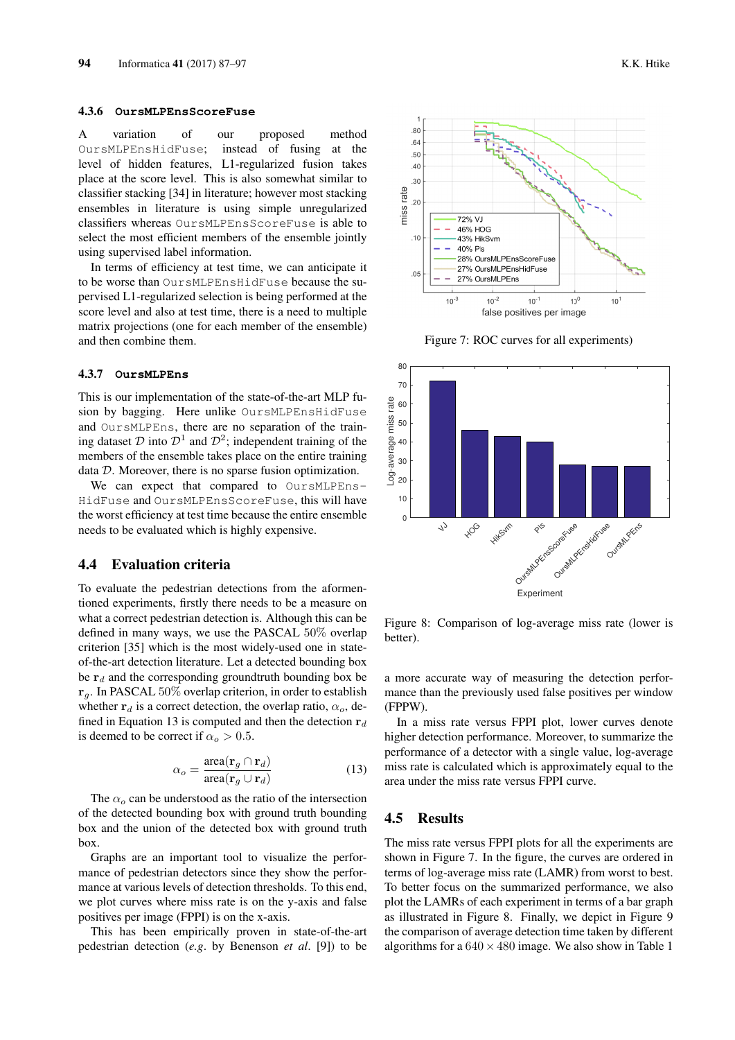### 4.3.6 OursMLPEnsScoreFuse

A variation of our proposed method OursMLPEnsHidFuse; instead of fusing at the level of hidden features, L1-regularized fusion takes place at the score level. This is also somewhat similar to classifier stacking [34] in literature; however most stacking ensembles in literature is using simple unregularized classifiers whereas OursMLPEnsScoreFuse is able to select the most efficient members of the ensemble jointly using supervised label information.

In terms of efficiency at test time, we can anticipate it to be worse than OursMLPEnsHidFuse because the supervised L1-regularized selection is being performed at the score level and also at test time, there is a need to multiple matrix projections (one for each member of the ensemble) and then combine them.

### 4.3.7 OursMLPEns

This is our implementation of the state-of-the-art MLP fusion by bagging. Here unlike OursMLPEnsHidFuse and OursMLPEns, there are no separation of the training dataset $\mathcal{D}$ into $\mathcal{D}^1$ and $\mathcal{D}^2$; independent training of the members of the ensemble takes place on the entire training data $\mathcal{D}$. Moreover, there is no sparse fusion optimization.

We can expect that compared to OursMLPEnsHidFuse and OursMLPEnsScoreFuse, this will have the worst efficiency at test time because the entire ensemble needs to be evaluated which is highly expensive.

## 4.4 Evaluation criteria

To evaluate the pedestrian detections from the aforementioned experiments, firstly there needs to be a measure on what a correct pedestrian detection is. Although this can be defined in many ways, we use the PASCAL $50\%$ overlap criterion [35] which is the most widely-used one in state-of-the-art detection literature. Let a detected bounding box be $\mathbf{r}_d$ and the corresponding groundtruth bounding box be $\mathbf{r}_g$. In PASCAL $50\%$ overlap criterion, in order to establish whether $\mathbf{r}_d$ is a correct detection, the overlap ratio, $\alpha_o$, defined in Equation 13 is computed and then the detection $\mathbf{r}_d$ is deemed to be correct if $\alpha_o > 0.5$.

$$\alpha_o = \frac{\text{area}(\mathbf{r}_g \cap \mathbf{r}_d)}{\text{area}(\mathbf{r}_g \cup \mathbf{r}_d)} \qquad (13)$$

The $\alpha_o$ can be understood as the ratio of the intersection of the detected bounding box with ground truth bounding box and the union of the detected box with ground truth box.

Graphs are an important tool to visualize the performance of pedestrian detectors since they show the performance at various levels of detection thresholds. To this end, we plot curves where miss rate is on the y-axis and false positives per image (FPPI) is on the x-axis.

This has been empirically proven in state-of-the-art pedestrian detection (*e.g*. by Benenson *et al*. [9]) to be a more accurate way of measuring the detection performance than the previously used false positives per window (FPPW).

In a miss rate versus FPPI plot, lower curves denote higher detection performance. Moreover, to summarize the performance of a detector with a single value, log-average miss rate is calculated which is approximately equal to the area under the miss rate versus FPPI curve.

Figure 7: ROC curves for all experiments)

Figure 8: Comparison of log-average miss rate (lower is better).

## 4.5 Results

The miss rate versus FPPI plots for all the experiments are shown in Figure 7. In the figure, the curves are ordered in terms of log-average miss rate (LAMR) from worst to best. To better focus on the summarized performance, we also plot the LAMRs of each experiment in terms of a bar graph as illustrated in Figure 8. Finally, we depict in Figure 9 the comparison of average detection time taken by different algorithms for a $640 \times 480$ image. We also show in Table 1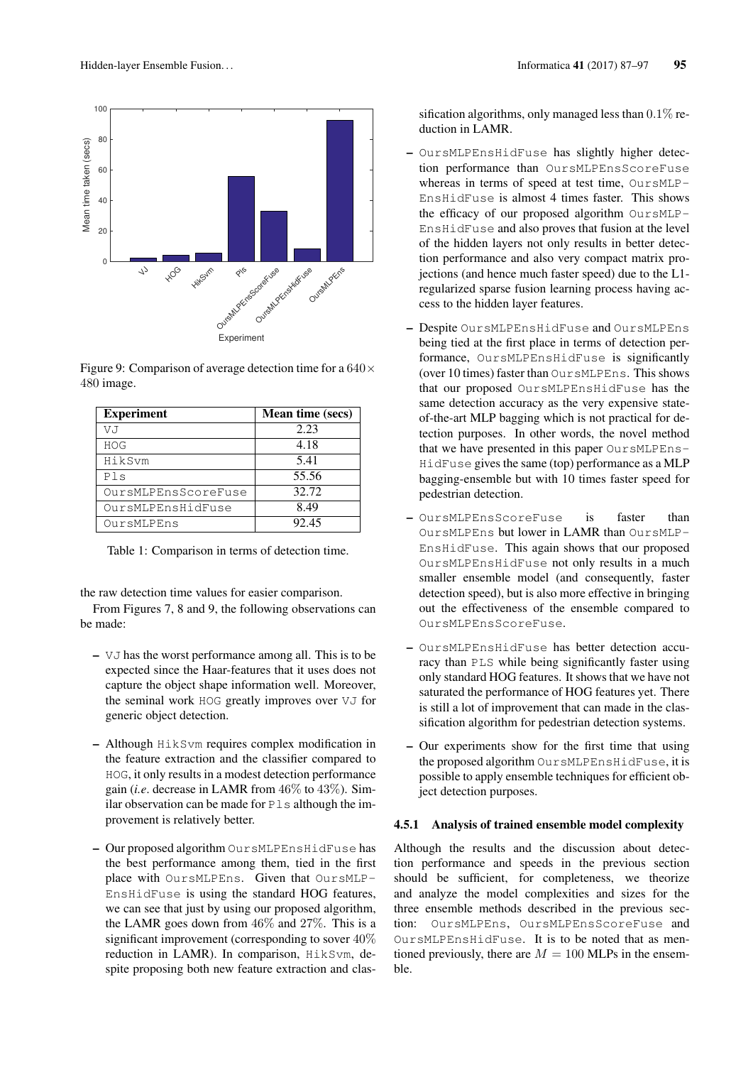Figure 9: Comparison of average detection time for a $640 \times 480$ image.

| Experiment | Mean time (secs) |
|---|---|
| VJ | 2.23 |
| HOG | 4.18 |
| HikSvm | 5.41 |
| Pls | 55.56 |
| OursMLPEnsScoreFuse | 32.72 |
| OursMLPEnsHidFuse | 8.49 |
| OursMLPEns | 92.45 |

Table 1: Comparison in terms of detection time.

the raw detection time values for easier comparison.

From Figures 7, 8 and 9, the following observations can be made:

- VJ has the worst performance among all. This is to be expected since the Haar-features that it uses does not capture the object shape information well. Moreover, the seminal work HOG greatly improves over VJ for generic object detection.
- Although HikSvm requires complex modification in the feature extraction and the classifier compared to HOG, it only results in a modest detection performance gain (*i.e.* decrease in LAMR from $46\%$ to $43\%$). Similar observation can be made for Pls although the improvement is relatively better.
- Our proposed algorithm OursMLPEnsHidFuse has the best performance among them, tied in the first place with OursMLPEns. Given that OursMLP-EnsHidFuse is using the standard HOG features, we can see that just by using our proposed algorithm, the LAMR goes down from $46\%$ and $27\%$. This is a significant improvement (corresponding to sover $40\%$ reduction in LAMR). In comparison, HikSvm, despite proposing both new feature extraction and classification algorithms, only managed less than $0.1\%$ reduction in LAMR.
- OursMLPEnsHidFuse has slightly higher detection performance than OursMLPEnsScoreFuse whereas in terms of speed at test time, OursMLP-EnsHidFuse is almost 4 times faster. This shows the efficacy of our proposed algorithm OursMLP-EnsHidFuse and also proves that fusion at the level of the hidden layers not only results in better detection performance and also very compact matrix projections (and hence much faster speed) due to the L1-regularized sparse fusion learning process having access to the hidden layer features.
- Despite OursMLPEnsHidFuse and OursMLPEns being tied at the first place in terms of detection performance, OursMLPEnsHidFuse is significantly (over 10 times) faster than OursMLPEns. This shows that our proposed OursMLPEnsHidFuse has the same detection accuracy as the very expensive state-of-the-art MLP bagging which is not practical for detection purposes. In other words, the novel method that we have presented in this paper OursMLPEns-HidFuse gives the same (top) performance as a MLP bagging-ensemble but with 10 times faster speed for pedestrian detection.
- OursMLPEnsScoreFuse is faster than OursMLPEns but lower in LAMR than OursMLP-EnsHidFuse. This again shows that our proposed OursMLPEnsHidFuse not only results in a much smaller ensemble model (and consequently, faster detection speed), but is also more effective in bringing out the effectiveness of the ensemble compared to OursMLPEnsScoreFuse.
- OursMLPEnsHidFuse has better detection accuracy than PLS while being significantly faster using only standard HOG features. It shows that we have not saturated the performance of HOG features yet. There is still a lot of improvement that can made in the classification algorithm for pedestrian detection systems.
- Our experiments show for the first time that using the proposed algorithm OursMLPEnsHidFuse, it is possible to apply ensemble techniques for efficient object detection purposes.

#### 4.5.1 Analysis of trained ensemble model complexity

Although the results and the discussion about detection performance and speeds in the previous section should be sufficient, for completeness, we theorize and analyze the model complexities and sizes for the three ensemble methods described in the previous section: OursMLPEns, OursMLPEnsScoreFuse and OursMLPEnsHidFuse. It is to be noted that as mentioned previously, there are $M = 100$ MLPs in the ensemble.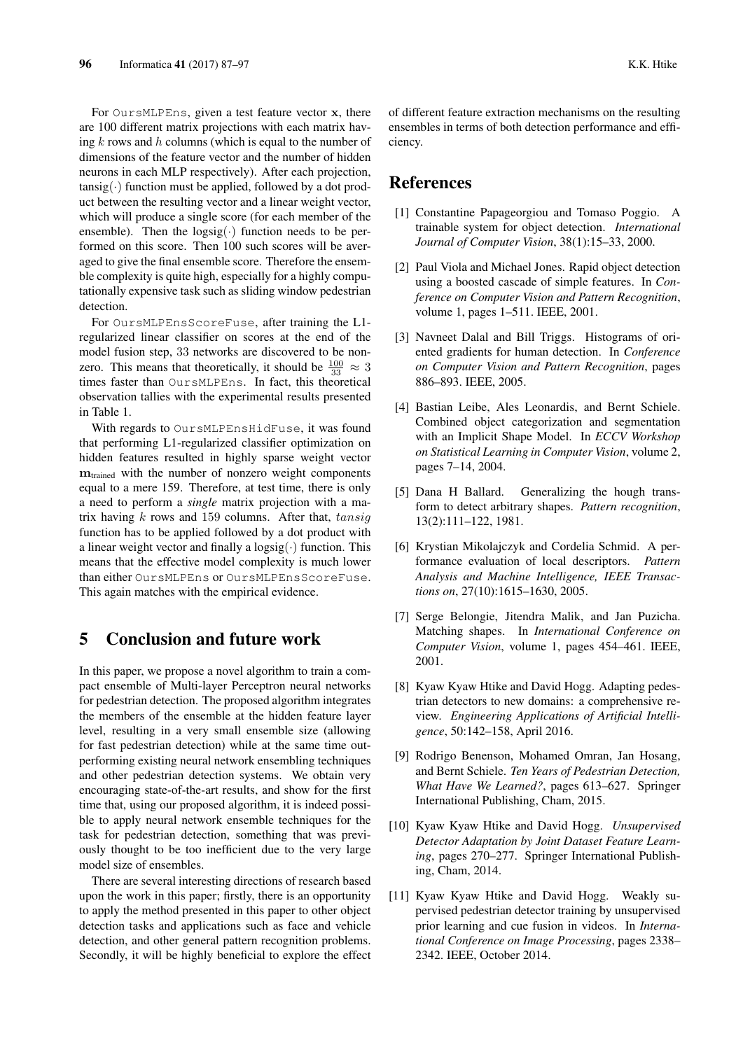For `OursMLPEns`, given a test feature vector $\mathbf{x}$, there are 100 different matrix projections with each matrix having $k$ rows and $h$ columns (which is equal to the number of dimensions of the feature vector and the number of hidden neurons in each MLP respectively). After each projection, $\text{tansig}(\cdot)$ function must be applied, followed by a dot product between the resulting vector and a linear weight vector, which will produce a single score (for each member of the ensemble). Then the $\text{logsig}(\cdot)$ function needs to be performed on this score. Then 100 such scores will be averaged to give the final ensemble score. Therefore the ensemble complexity is quite high, especially for a highly computationally expensive task such as sliding window pedestrian detection.

For `OursMLPEnsScoreFuse`, after training the L1-regularized linear classifier on scores at the end of the model fusion step, 33 networks are discovered to be nonzero. This means that theoretically, it should be $\frac{100}{33} \approx 3$ times faster than `OursMLPEns`. In fact, this theoretical observation tallies with the experimental results presented in Table 1.

With regards to `OursMLPEnsHidFuse`, it was found that performing L1-regularized classifier optimization on hidden features resulted in highly sparse weight vector $\mathbf{m}_{\text{trained}}$ with the number of nonzero weight components equal to a mere 159. Therefore, at test time, there is only a need to perform a *single* matrix projection with a matrix having $k$ rows and 159 columns. After that, $tansig$ function has to be applied followed by a dot product with a linear weight vector and finally a $\text{logsig}(\cdot)$ function. This means that the effective model complexity is much lower than either `OursMLPEns` or `OursMLPEnsScoreFuse`. This again matches with the empirical evidence.

## 5 Conclusion and future work

In this paper, we propose a novel algorithm to train a compact ensemble of Multi-layer Perceptron neural networks for pedestrian detection. The proposed algorithm integrates the members of the ensemble at the hidden feature layer level, resulting in a very small ensemble size (allowing for fast pedestrian detection) while at the same time outperforming existing neural network ensembling techniques and other pedestrian detection systems. We obtain very encouraging state-of-the-art results, and show for the first time that, using our proposed algorithm, it is indeed possible to apply neural network ensemble techniques for the task for pedestrian detection, something that was previously thought to be too inefficient due to the very large model size of ensembles.

There are several interesting directions of research based upon the work in this paper; firstly, there is an opportunity to apply the method presented in this paper to other object detection tasks and applications such as face and vehicle detection, and other general pattern recognition problems. Secondly, it will be highly beneficial to explore the effect of different feature extraction mechanisms on the resulting ensembles in terms of both detection performance and efficiency.

## References

[1] Constantine Papageorgiou and Tomaso Poggio. A trainable system for object detection. *International Journal of Computer Vision*, 38(1):15–33, 2000.

[2] Paul Viola and Michael Jones. Rapid object detection using a boosted cascade of simple features. In *Conference on Computer Vision and Pattern Recognition*, volume 1, pages 1–511. IEEE, 2001.

[3] Navneet Dalal and Bill Triggs. Histograms of oriented gradients for human detection. In *Conference on Computer Vision and Pattern Recognition*, pages 886–893. IEEE, 2005.

[4] Bastian Leibe, Ales Leonardis, and Bernt Schiele. Combined object categorization and segmentation with an Implicit Shape Model. In *ECCV Workshop on Statistical Learning in Computer Vision*, volume 2, pages 7–14, 2004.

[5] Dana H Ballard. Generalizing the hough transform to detect arbitrary shapes. *Pattern recognition*, 13(2):111–122, 1981.

[6] Krystian Mikolajczyk and Cordelia Schmid. A performance evaluation of local descriptors. *Pattern Analysis and Machine Intelligence, IEEE Transactions on*, 27(10):1615–1630, 2005.

[7] Serge Belongie, Jitendra Malik, and Jan Puzicha. Matching shapes. In *International Conference on Computer Vision*, volume 1, pages 454–461. IEEE, 2001.

[8] Kyaw Kyaw Htike and David Hogg. Adapting pedestrian detectors to new domains: a comprehensive review. *Engineering Applications of Artificial Intelligence*, 50:142–158, April 2016.

[9] Rodrigo Benenson, Mohamed Omran, Jan Hosang, and Bernt Schiele. *Ten Years of Pedestrian Detection, What Have We Learned?*, pages 613–627. Springer International Publishing, Cham, 2015.

[10] Kyaw Kyaw Htike and David Hogg. *Unsupervised Detector Adaptation by Joint Dataset Feature Learning*, pages 270–277. Springer International Publishing, Cham, 2014.

[11] Kyaw Kyaw Htike and David Hogg. Weakly supervised pedestrian detector training by unsupervised prior learning and cue fusion in videos. In *International Conference on Image Processing*, pages 2338–2342. IEEE, October 2014.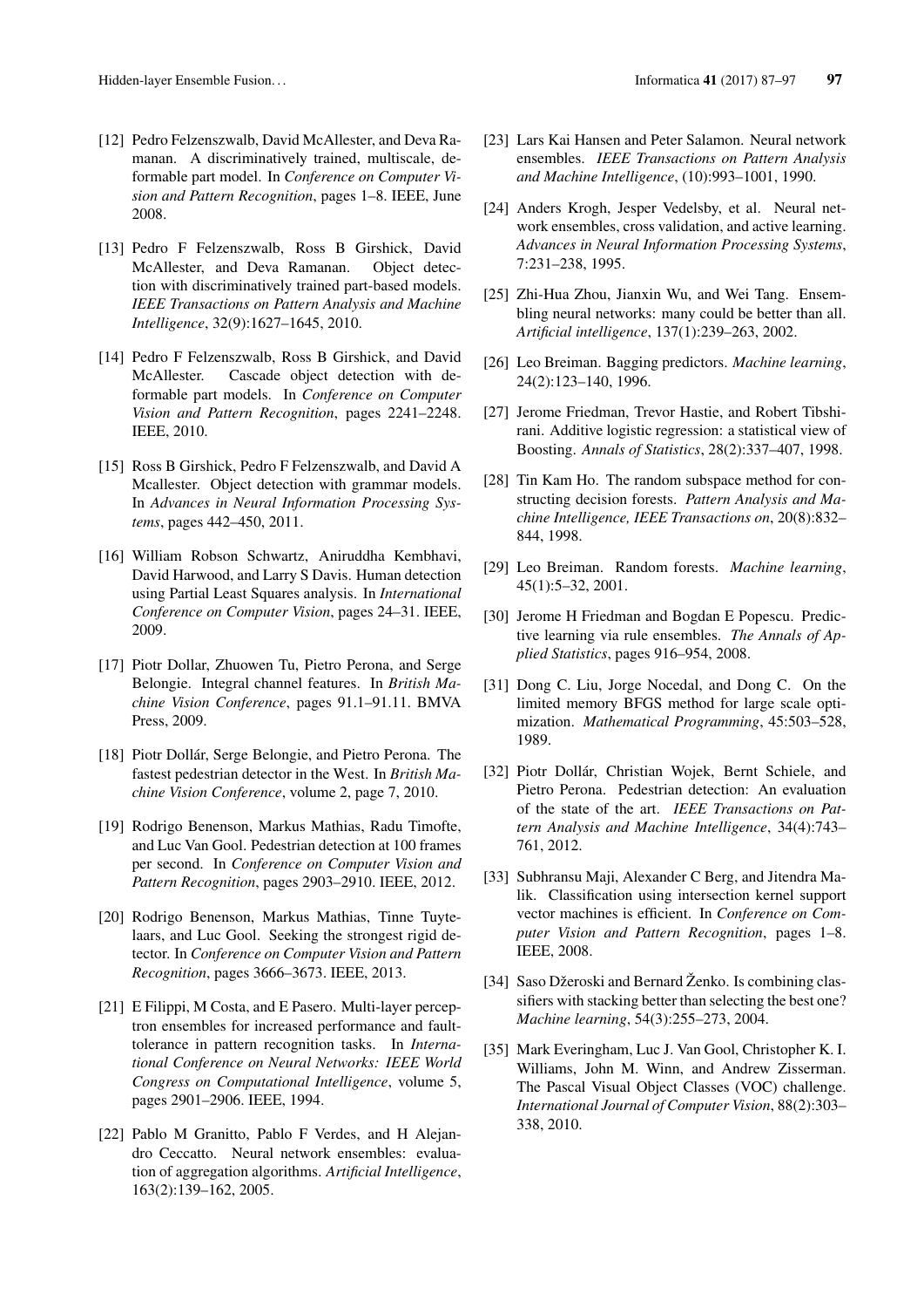[12] Pedro Felzenszwalb, David McAllester, and Deva Ramanan. A discriminatively trained, multiscale, deformable part model. In *Conference on Computer Vision and Pattern Recognition*, pages 1–8. IEEE, June 2008.

[13] Pedro F Felzenszwalb, Ross B Girshick, David McAllester, and Deva Ramanan. Object detection with discriminatively trained part-based models. *IEEE Transactions on Pattern Analysis and Machine Intelligence*, 32(9):1627–1645, 2010.

[14] Pedro F Felzenszwalb, Ross B Girshick, and David McAllester. Cascade object detection with deformable part models. In *Conference on Computer Vision and Pattern Recognition*, pages 2241–2248. IEEE, 2010.

[15] Ross B Girshick, Pedro F Felzenszwalb, and David A Mcallester. Object detection with grammar models. In *Advances in Neural Information Processing Systems*, pages 442–450, 2011.

[16] William Robson Schwartz, Aniruddha Kembhavi, David Harwood, and Larry S Davis. Human detection using Partial Least Squares analysis. In *International Conference on Computer Vision*, pages 24–31. IEEE, 2009.

[17] Piotr Dollar, Zhuowen Tu, Pietro Perona, and Serge Belongie. Integral channel features. In *British Machine Vision Conference*, pages 91.1–91.11. BMVA Press, 2009.

[18] Piotr Dollár, Serge Belongie, and Pietro Perona. The fastest pedestrian detector in the West. In *British Machine Vision Conference*, volume 2, page 7, 2010.

[19] Rodrigo Benenson, Markus Mathias, Radu Timofte, and Luc Van Gool. Pedestrian detection at 100 frames per second. In *Conference on Computer Vision and Pattern Recognition*, pages 2903–2910. IEEE, 2012.

[20] Rodrigo Benenson, Markus Mathias, Tinne Tuytelaars, and Luc Gool. Seeking the strongest rigid detector. In *Conference on Computer Vision and Pattern Recognition*, pages 3666–3673. IEEE, 2013.

[21] E Filippi, M Costa, and E Pasero. Multi-layer perceptron ensembles for increased performance and fault-tolerance in pattern recognition tasks. In *International Conference on Neural Networks: IEEE World Congress on Computational Intelligence*, volume 5, pages 2901–2906. IEEE, 1994.

[22] Pablo M Granitto, Pablo F Verdes, and H Alejandro Ceccatto. Neural network ensembles: evaluation of aggregation algorithms. *Artificial Intelligence*, 163(2):139–162, 2005.

[23] Lars Kai Hansen and Peter Salamon. Neural network ensembles. *IEEE Transactions on Pattern Analysis and Machine Intelligence*, (10):993–1001, 1990.

[24] Anders Krogh, Jesper Vedelsby, et al. Neural network ensembles, cross validation, and active learning. *Advances in Neural Information Processing Systems*, 7:231–238, 1995.

[25] Zhi-Hua Zhou, Jianxin Wu, and Wei Tang. Ensembling neural networks: many could be better than all. *Artificial intelligence*, 137(1):239–263, 2002.

[26] Leo Breiman. Bagging predictors. *Machine learning*, 24(2):123–140, 1996.

[27] Jerome Friedman, Trevor Hastie, and Robert Tibshirani. Additive logistic regression: a statistical view of Boosting. *Annals of Statistics*, 28(2):337–407, 1998.

[28] Tin Kam Ho. The random subspace method for constructing decision forests. *Pattern Analysis and Machine Intelligence, IEEE Transactions on*, 20(8):832–844, 1998.

[29] Leo Breiman. Random forests. *Machine learning*, 45(1):5–32, 2001.

[30] Jerome H Friedman and Bogdan E Popescu. Predictive learning via rule ensembles. *The Annals of Applied Statistics*, pages 916–954, 2008.

[31] Dong C. Liu, Jorge Nocedal, and Dong C. On the limited memory BFGS method for large scale optimization. *Mathematical Programming*, 45:503–528, 1989.

[32] Piotr Dollár, Christian Wojek, Bernt Schiele, and Pietro Perona. Pedestrian detection: An evaluation of the state of the art. *IEEE Transactions on Pattern Analysis and Machine Intelligence*, 34(4):743–761, 2012.

[33] Subhransu Maji, Alexander C Berg, and Jitendra Malik. Classification using intersection kernel support vector machines is efficient. In *Conference on Computer Vision and Pattern Recognition*, pages 1–8. IEEE, 2008.

[34] Saso Džeroski and Bernard Ženko. Is combining classifiers with stacking better than selecting the best one? *Machine learning*, 54(3):255–273, 2004.

[35] Mark Everingham, Luc J. Van Gool, Christopher K. I. Williams, John M. Winn, and Andrew Zisserman. The Pascal Visual Object Classes (VOC) challenge. *International Journal of Computer Vision*, 88(2):303–338, 2010.